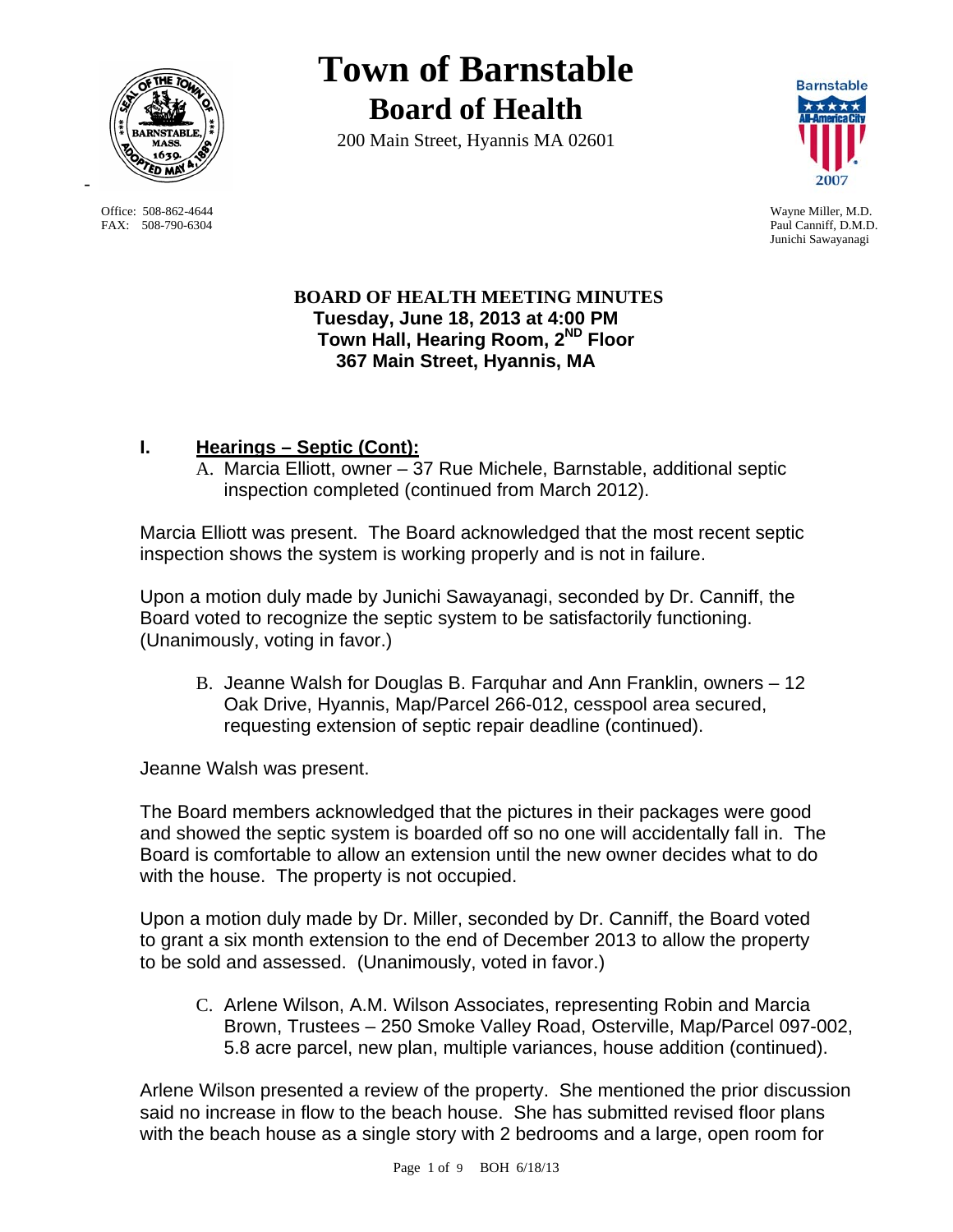# Town of Barnstable
## Board of Health

200 Main Street, Hyannis MA 02601

Office: 508-862-4644
FAX: 508-790-6304

Wayne Miller, M.D.
Paul Canniff, D.M.D.
Junichi Sawayanagi

**BOARD OF HEALTH MEETING MINUTES**
**Tuesday, June 18, 2013 at 4:00 PM**
**Town Hall, Hearing Room, 2ND Floor**
**367 Main Street, Hyannis, MA**

## I. Hearings – Septic (Cont):

A. Marcia Elliott, owner – 37 Rue Michele, Barnstable, additional septic inspection completed (continued from March 2012).

Marcia Elliott was present. The Board acknowledged that the most recent septic inspection shows the system is working properly and is not in failure.

Upon a motion duly made by Junichi Sawayanagi, seconded by Dr. Canniff, the Board voted to recognize the septic system to be satisfactorily functioning. (Unanimously, voting in favor.)

B. Jeanne Walsh for Douglas B. Farquhar and Ann Franklin, owners – 12 Oak Drive, Hyannis, Map/Parcel 266-012, cesspool area secured, requesting extension of septic repair deadline (continued).

Jeanne Walsh was present.

The Board members acknowledged that the pictures in their packages were good and showed the septic system is boarded off so no one will accidentally fall in. The Board is comfortable to allow an extension until the new owner decides what to do with the house. The property is not occupied.

Upon a motion duly made by Dr. Miller, seconded by Dr. Canniff, the Board voted to grant a six month extension to the end of December 2013 to allow the property to be sold and assessed. (Unanimously, voted in favor.)

C. Arlene Wilson, A.M. Wilson Associates, representing Robin and Marcia Brown, Trustees – 250 Smoke Valley Road, Osterville, Map/Parcel 097-002, 5.8 acre parcel, new plan, multiple variances, house addition (continued).

Arlene Wilson presented a review of the property. She mentioned the prior discussion said no increase in flow to the beach house. She has submitted revised floor plans with the beach house as a single story with 2 bedrooms and a large, open room for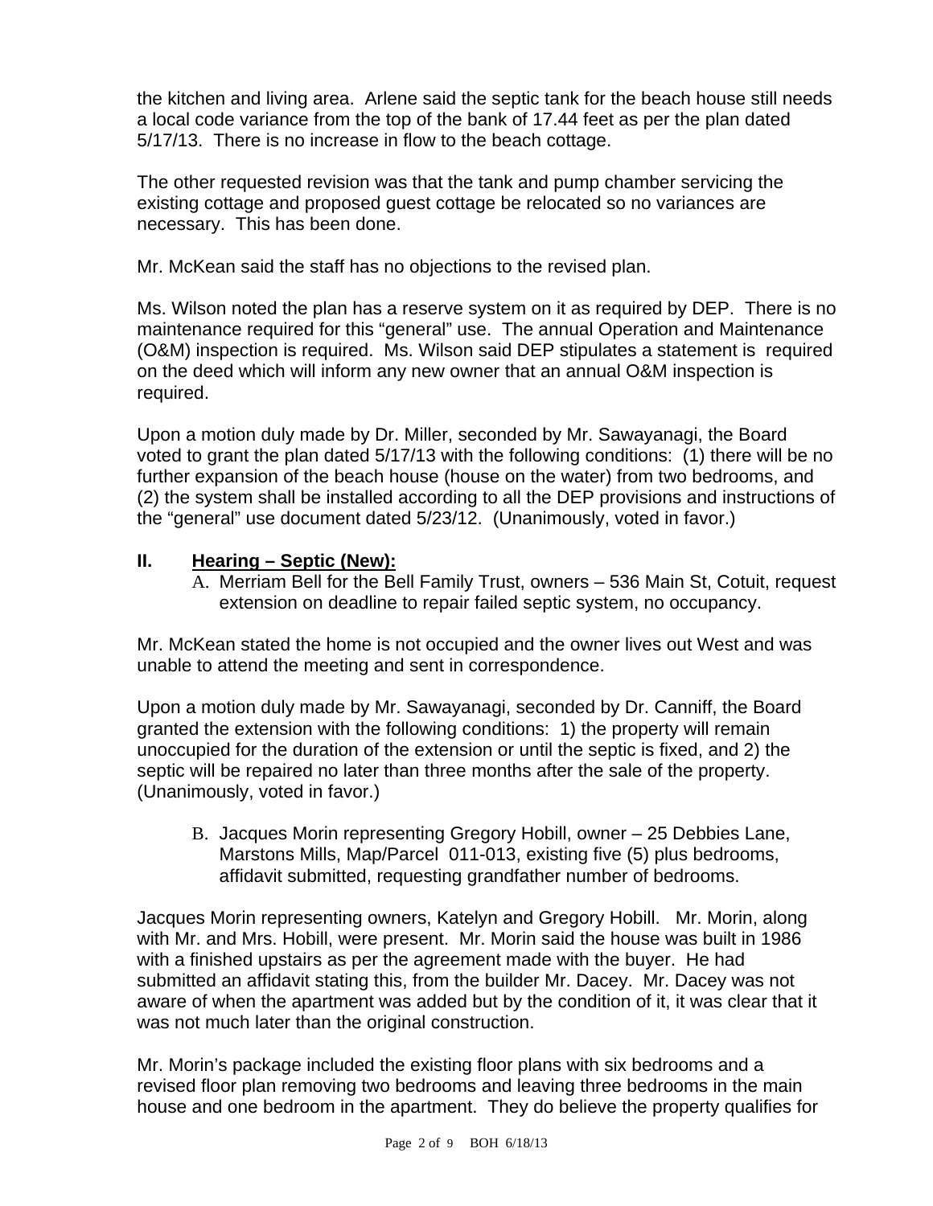the kitchen and living area. Arlene said the septic tank for the beach house still needs a local code variance from the top of the bank of 17.44 feet as per the plan dated 5/17/13. There is no increase in flow to the beach cottage.

The other requested revision was that the tank and pump chamber servicing the existing cottage and proposed guest cottage be relocated so no variances are necessary. This has been done.

Mr. McKean said the staff has no objections to the revised plan.

Ms. Wilson noted the plan has a reserve system on it as required by DEP. There is no maintenance required for this "general" use. The annual Operation and Maintenance (O&M) inspection is required. Ms. Wilson said DEP stipulates a statement is required on the deed which will inform any new owner that an annual O&M inspection is required.

Upon a motion duly made by Dr. Miller, seconded by Mr. Sawayanagi, the Board voted to grant the plan dated 5/17/13 with the following conditions: (1) there will be no further expansion of the beach house (house on the water) from two bedrooms, and (2) the system shall be installed according to all the DEP provisions and instructions of the "general" use document dated 5/23/12. (Unanimously, voted in favor.)

## II. Hearing – Septic (New):

A. Merriam Bell for the Bell Family Trust, owners – 536 Main St, Cotuit, request extension on deadline to repair failed septic system, no occupancy.

Mr. McKean stated the home is not occupied and the owner lives out West and was unable to attend the meeting and sent in correspondence.

Upon a motion duly made by Mr. Sawayanagi, seconded by Dr. Canniff, the Board granted the extension with the following conditions: 1) the property will remain unoccupied for the duration of the extension or until the septic is fixed, and 2) the septic will be repaired no later than three months after the sale of the property. (Unanimously, voted in favor.)

B. Jacques Morin representing Gregory Hobill, owner – 25 Debbies Lane, Marstons Mills, Map/Parcel 011-013, existing five (5) plus bedrooms, affidavit submitted, requesting grandfather number of bedrooms.

Jacques Morin representing owners, Katelyn and Gregory Hobill. Mr. Morin, along with Mr. and Mrs. Hobill, were present. Mr. Morin said the house was built in 1986 with a finished upstairs as per the agreement made with the buyer. He had submitted an affidavit stating this, from the builder Mr. Dacey. Mr. Dacey was not aware of when the apartment was added but by the condition of it, it was clear that it was not much later than the original construction.

Mr. Morin's package included the existing floor plans with six bedrooms and a revised floor plan removing two bedrooms and leaving three bedrooms in the main house and one bedroom in the apartment. They do believe the property qualifies for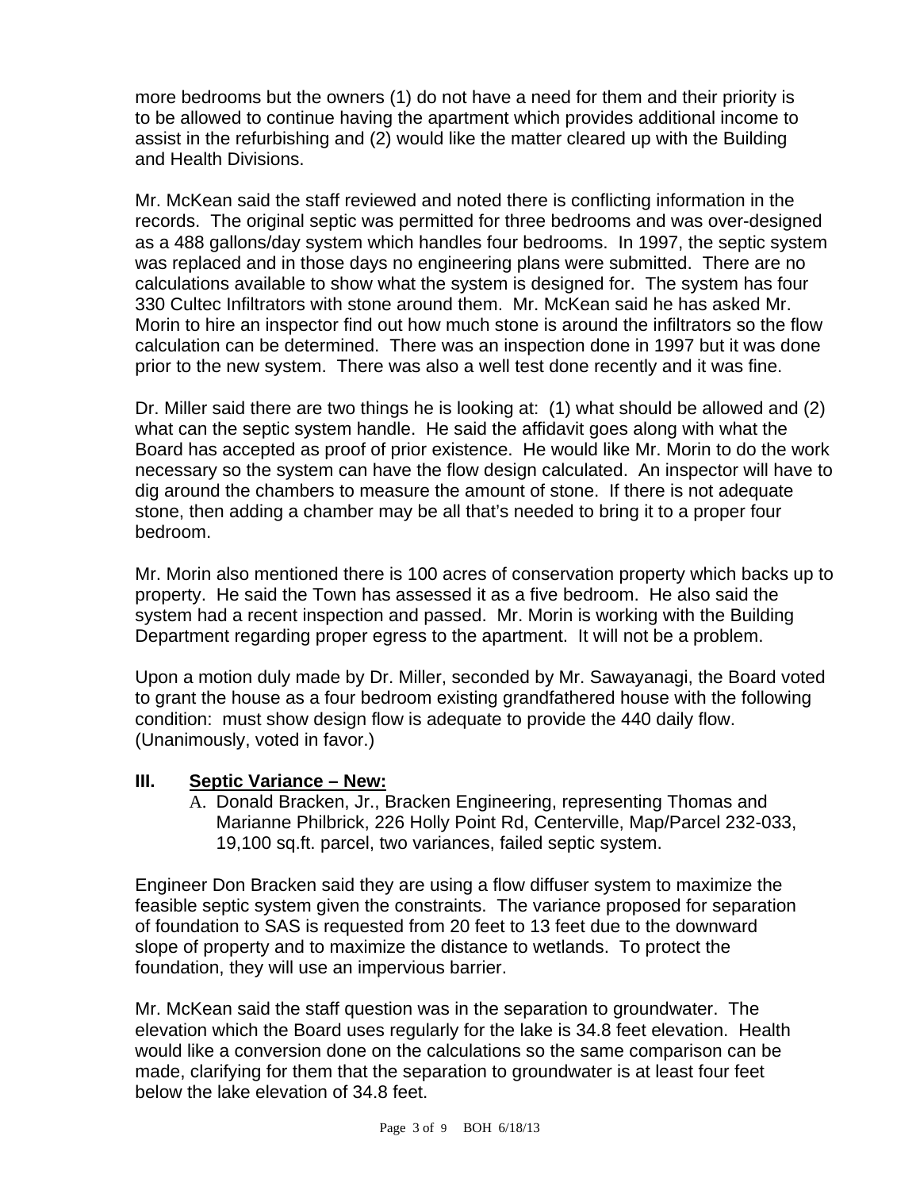more bedrooms but the owners (1) do not have a need for them and their priority is to be allowed to continue having the apartment which provides additional income to assist in the refurbishing and (2) would like the matter cleared up with the Building and Health Divisions.

Mr. McKean said the staff reviewed and noted there is conflicting information in the records. The original septic was permitted for three bedrooms and was over-designed as a 488 gallons/day system which handles four bedrooms. In 1997, the septic system was replaced and in those days no engineering plans were submitted. There are no calculations available to show what the system is designed for. The system has four 330 Cultec Infiltrators with stone around them. Mr. McKean said he has asked Mr. Morin to hire an inspector find out how much stone is around the infiltrators so the flow calculation can be determined. There was an inspection done in 1997 but it was done prior to the new system. There was also a well test done recently and it was fine.

Dr. Miller said there are two things he is looking at: (1) what should be allowed and (2) what can the septic system handle. He said the affidavit goes along with what the Board has accepted as proof of prior existence. He would like Mr. Morin to do the work necessary so the system can have the flow design calculated. An inspector will have to dig around the chambers to measure the amount of stone. If there is not adequate stone, then adding a chamber may be all that's needed to bring it to a proper four bedroom.

Mr. Morin also mentioned there is 100 acres of conservation property which backs up to property. He said the Town has assessed it as a five bedroom. He also said the system had a recent inspection and passed. Mr. Morin is working with the Building Department regarding proper egress to the apartment. It will not be a problem.

Upon a motion duly made by Dr. Miller, seconded by Mr. Sawayanagi, the Board voted to grant the house as a four bedroom existing grandfathered house with the following condition: must show design flow is adequate to provide the 440 daily flow. (Unanimously, voted in favor.)

## III. Septic Variance – New:

A. Donald Bracken, Jr., Bracken Engineering, representing Thomas and Marianne Philbrick, 226 Holly Point Rd, Centerville, Map/Parcel 232-033, 19,100 sq.ft. parcel, two variances, failed septic system.

Engineer Don Bracken said they are using a flow diffuser system to maximize the feasible septic system given the constraints. The variance proposed for separation of foundation to SAS is requested from 20 feet to 13 feet due to the downward slope of property and to maximize the distance to wetlands. To protect the foundation, they will use an impervious barrier.

Mr. McKean said the staff question was in the separation to groundwater. The elevation which the Board uses regularly for the lake is 34.8 feet elevation. Health would like a conversion done on the calculations so the same comparison can be made, clarifying for them that the separation to groundwater is at least four feet below the lake elevation of 34.8 feet.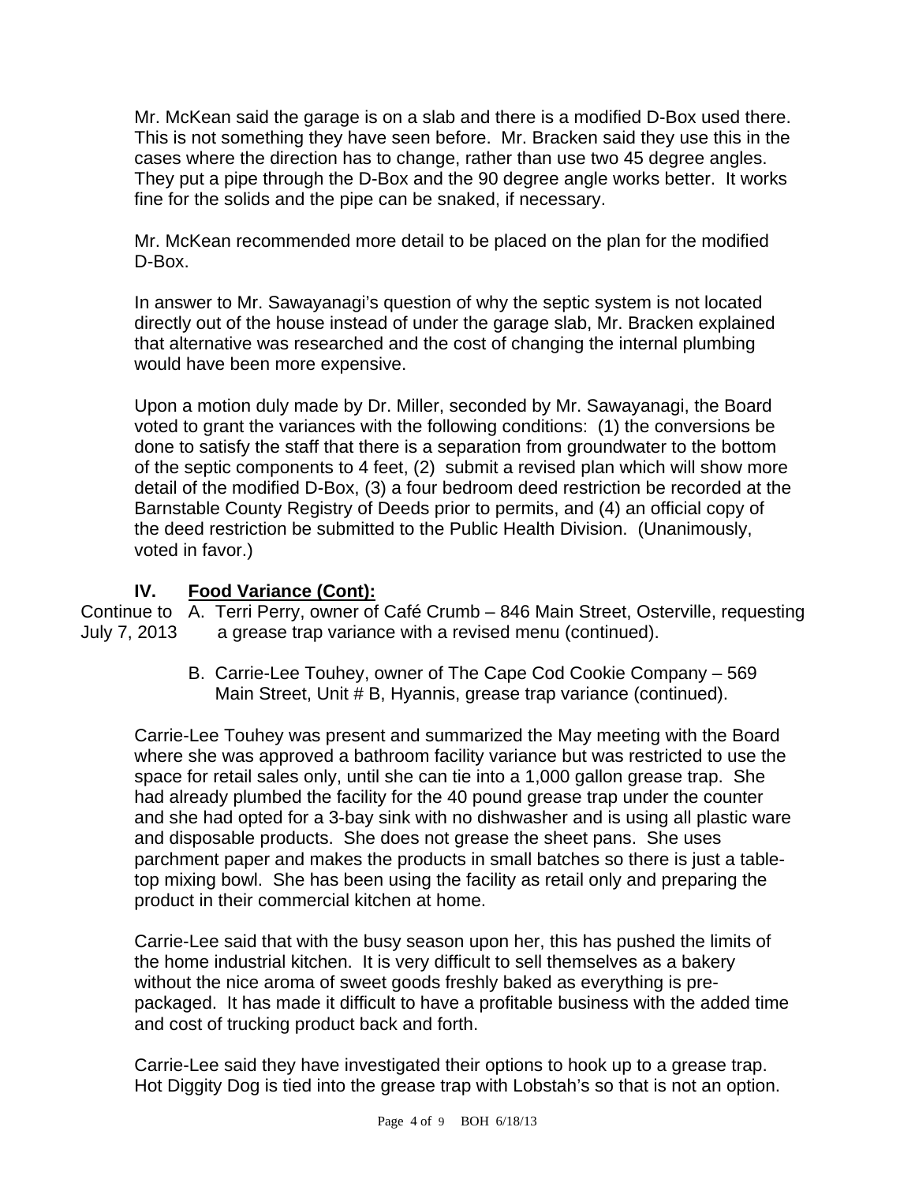Mr. McKean said the garage is on a slab and there is a modified D-Box used there. This is not something they have seen before. Mr. Bracken said they use this in the cases where the direction has to change, rather than use two 45 degree angles. They put a pipe through the D-Box and the 90 degree angle works better. It works fine for the solids and the pipe can be snaked, if necessary.

Mr. McKean recommended more detail to be placed on the plan for the modified D-Box.

In answer to Mr. Sawayanagi's question of why the septic system is not located directly out of the house instead of under the garage slab, Mr. Bracken explained that alternative was researched and the cost of changing the internal plumbing would have been more expensive.

Upon a motion duly made by Dr. Miller, seconded by Mr. Sawayanagi, the Board voted to grant the variances with the following conditions: (1) the conversions be done to satisfy the staff that there is a separation from groundwater to the bottom of the septic components to 4 feet, (2) submit a revised plan which will show more detail of the modified D-Box, (3) a four bedroom deed restriction be recorded at the Barnstable County Registry of Deeds prior to permits, and (4) an official copy of the deed restriction be submitted to the Public Health Division. (Unanimously, voted in favor.)

## IV. Food Variance (Cont):

Continue to July 7, 2013 — A. Terri Perry, owner of Café Crumb – 846 Main Street, Osterville, requesting a grease trap variance with a revised menu (continued).

B. Carrie-Lee Touhey, owner of The Cape Cod Cookie Company – 569 Main Street, Unit # B, Hyannis, grease trap variance (continued).

Carrie-Lee Touhey was present and summarized the May meeting with the Board where she was approved a bathroom facility variance but was restricted to use the space for retail sales only, until she can tie into a 1,000 gallon grease trap. She had already plumbed the facility for the 40 pound grease trap under the counter and she had opted for a 3-bay sink with no dishwasher and is using all plastic ware and disposable products. She does not grease the sheet pans. She uses parchment paper and makes the products in small batches so there is just a table-top mixing bowl. She has been using the facility as retail only and preparing the product in their commercial kitchen at home.

Carrie-Lee said that with the busy season upon her, this has pushed the limits of the home industrial kitchen. It is very difficult to sell themselves as a bakery without the nice aroma of sweet goods freshly baked as everything is pre-packaged. It has made it difficult to have a profitable business with the added time and cost of trucking product back and forth.

Carrie-Lee said they have investigated their options to hook up to a grease trap. Hot Diggity Dog is tied into the grease trap with Lobstah's so that is not an option.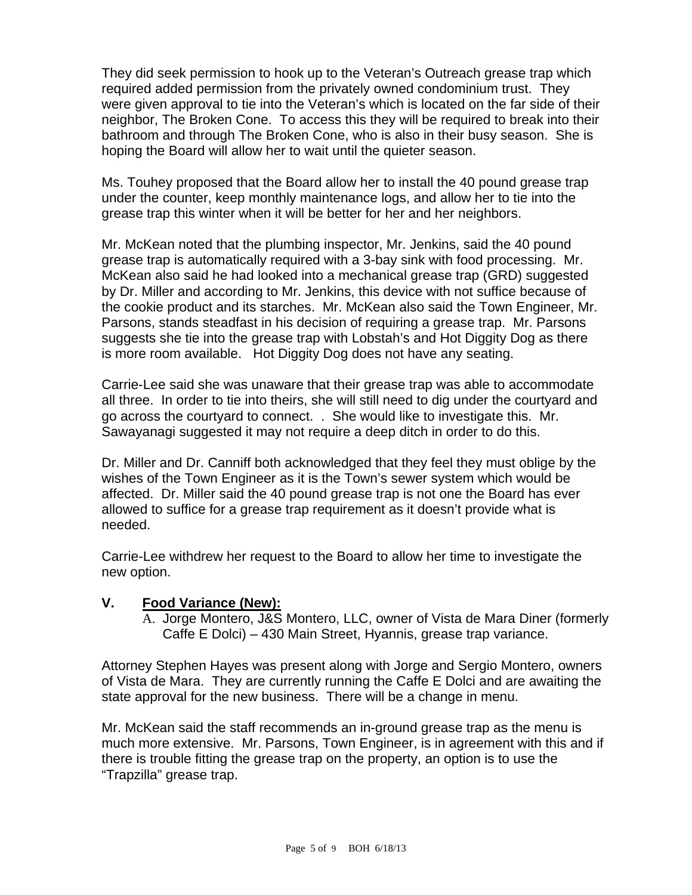They did seek permission to hook up to the Veteran's Outreach grease trap which required added permission from the privately owned condominium trust. They were given approval to tie into the Veteran's which is located on the far side of their neighbor, The Broken Cone. To access this they will be required to break into their bathroom and through The Broken Cone, who is also in their busy season. She is hoping the Board will allow her to wait until the quieter season.

Ms. Touhey proposed that the Board allow her to install the 40 pound grease trap under the counter, keep monthly maintenance logs, and allow her to tie into the grease trap this winter when it will be better for her and her neighbors.

Mr. McKean noted that the plumbing inspector, Mr. Jenkins, said the 40 pound grease trap is automatically required with a 3-bay sink with food processing. Mr. McKean also said he had looked into a mechanical grease trap (GRD) suggested by Dr. Miller and according to Mr. Jenkins, this device with not suffice because of the cookie product and its starches. Mr. McKean also said the Town Engineer, Mr. Parsons, stands steadfast in his decision of requiring a grease trap. Mr. Parsons suggests she tie into the grease trap with Lobstah's and Hot Diggity Dog as there is more room available. Hot Diggity Dog does not have any seating.

Carrie-Lee said she was unaware that their grease trap was able to accommodate all three. In order to tie into theirs, she will still need to dig under the courtyard and go across the courtyard to connect. . She would like to investigate this. Mr. Sawayanagi suggested it may not require a deep ditch in order to do this.

Dr. Miller and Dr. Canniff both acknowledged that they feel they must oblige by the wishes of the Town Engineer as it is the Town's sewer system which would be affected. Dr. Miller said the 40 pound grease trap is not one the Board has ever allowed to suffice for a grease trap requirement as it doesn't provide what is needed.

Carrie-Lee withdrew her request to the Board to allow her time to investigate the new option.

## V. Food Variance (New):

A. Jorge Montero, J&S Montero, LLC, owner of Vista de Mara Diner (formerly Caffe E Dolci) – 430 Main Street, Hyannis, grease trap variance.

Attorney Stephen Hayes was present along with Jorge and Sergio Montero, owners of Vista de Mara. They are currently running the Caffe E Dolci and are awaiting the state approval for the new business. There will be a change in menu.

Mr. McKean said the staff recommends an in-ground grease trap as the menu is much more extensive. Mr. Parsons, Town Engineer, is in agreement with this and if there is trouble fitting the grease trap on the property, an option is to use the "Trapzilla" grease trap.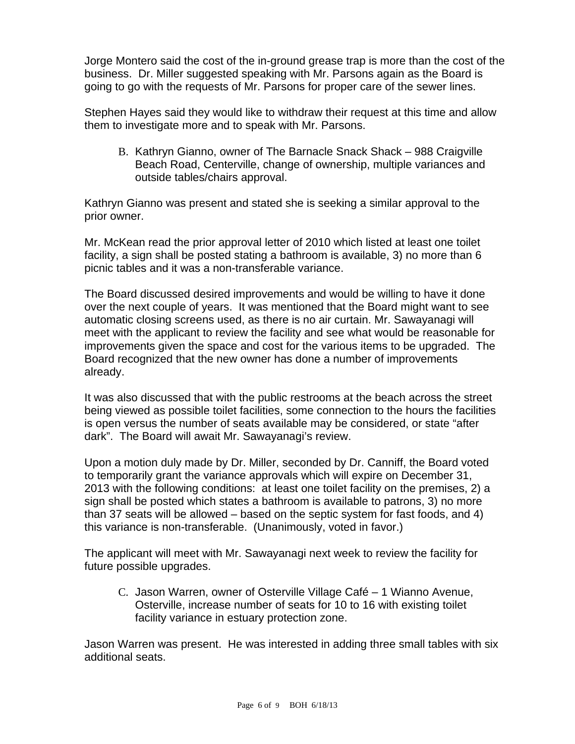Jorge Montero said the cost of the in-ground grease trap is more than the cost of the business. Dr. Miller suggested speaking with Mr. Parsons again as the Board is going to go with the requests of Mr. Parsons for proper care of the sewer lines.

Stephen Hayes said they would like to withdraw their request at this time and allow them to investigate more and to speak with Mr. Parsons.

B. Kathryn Gianno, owner of The Barnacle Snack Shack – 988 Craigville Beach Road, Centerville, change of ownership, multiple variances and outside tables/chairs approval.

Kathryn Gianno was present and stated she is seeking a similar approval to the prior owner.

Mr. McKean read the prior approval letter of 2010 which listed at least one toilet facility, a sign shall be posted stating a bathroom is available, 3) no more than 6 picnic tables and it was a non-transferable variance.

The Board discussed desired improvements and would be willing to have it done over the next couple of years. It was mentioned that the Board might want to see automatic closing screens used, as there is no air curtain. Mr. Sawayanagi will meet with the applicant to review the facility and see what would be reasonable for improvements given the space and cost for the various items to be upgraded. The Board recognized that the new owner has done a number of improvements already.

It was also discussed that with the public restrooms at the beach across the street being viewed as possible toilet facilities, some connection to the hours the facilities is open versus the number of seats available may be considered, or state "after dark". The Board will await Mr. Sawayanagi's review.

Upon a motion duly made by Dr. Miller, seconded by Dr. Canniff, the Board voted to temporarily grant the variance approvals which will expire on December 31, 2013 with the following conditions: at least one toilet facility on the premises, 2) a sign shall be posted which states a bathroom is available to patrons, 3) no more than 37 seats will be allowed – based on the septic system for fast foods, and 4) this variance is non-transferable. (Unanimously, voted in favor.)

The applicant will meet with Mr. Sawayanagi next week to review the facility for future possible upgrades.

C. Jason Warren, owner of Osterville Village Café – 1 Wianno Avenue, Osterville, increase number of seats for 10 to 16 with existing toilet facility variance in estuary protection zone.

Jason Warren was present. He was interested in adding three small tables with six additional seats.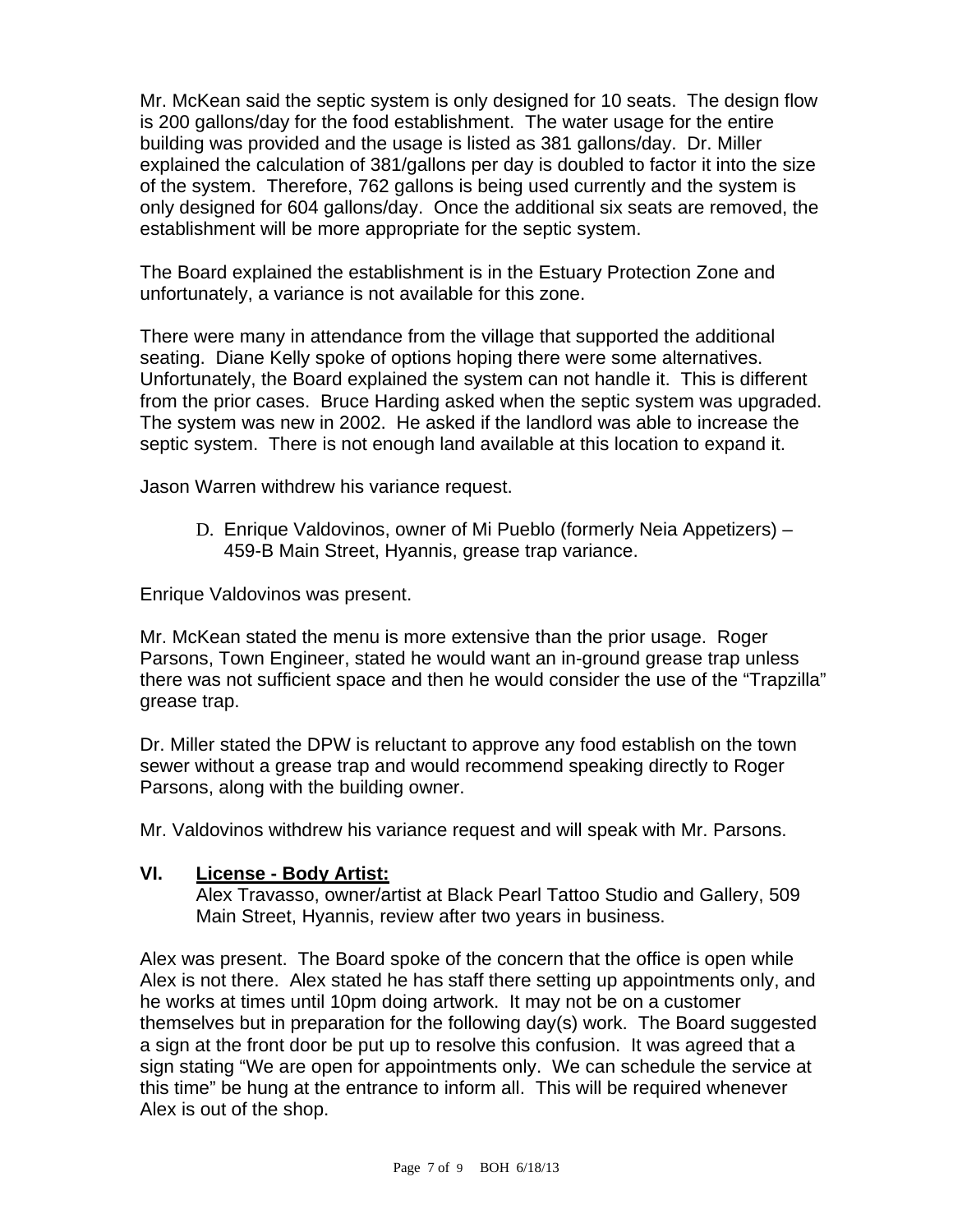Mr. McKean said the septic system is only designed for 10 seats. The design flow is 200 gallons/day for the food establishment. The water usage for the entire building was provided and the usage is listed as 381 gallons/day. Dr. Miller explained the calculation of 381/gallons per day is doubled to factor it into the size of the system. Therefore, 762 gallons is being used currently and the system is only designed for 604 gallons/day. Once the additional six seats are removed, the establishment will be more appropriate for the septic system.

The Board explained the establishment is in the Estuary Protection Zone and unfortunately, a variance is not available for this zone.

There were many in attendance from the village that supported the additional seating. Diane Kelly spoke of options hoping there were some alternatives. Unfortunately, the Board explained the system can not handle it. This is different from the prior cases. Bruce Harding asked when the septic system was upgraded. The system was new in 2002. He asked if the landlord was able to increase the septic system. There is not enough land available at this location to expand it.

Jason Warren withdrew his variance request.

D. Enrique Valdovinos, owner of Mi Pueblo (formerly Neia Appetizers) – 459-B Main Street, Hyannis, grease trap variance.

Enrique Valdovinos was present.

Mr. McKean stated the menu is more extensive than the prior usage. Roger Parsons, Town Engineer, stated he would want an in-ground grease trap unless there was not sufficient space and then he would consider the use of the "Trapzilla" grease trap.

Dr. Miller stated the DPW is reluctant to approve any food establish on the town sewer without a grease trap and would recommend speaking directly to Roger Parsons, along with the building owner.

Mr. Valdovinos withdrew his variance request and will speak with Mr. Parsons.

## VI. License - Body Artist:

Alex Travasso, owner/artist at Black Pearl Tattoo Studio and Gallery, 509 Main Street, Hyannis, review after two years in business.

Alex was present. The Board spoke of the concern that the office is open while Alex is not there. Alex stated he has staff there setting up appointments only, and he works at times until 10pm doing artwork. It may not be on a customer themselves but in preparation for the following day(s) work. The Board suggested a sign at the front door be put up to resolve this confusion. It was agreed that a sign stating "We are open for appointments only. We can schedule the service at this time" be hung at the entrance to inform all. This will be required whenever Alex is out of the shop.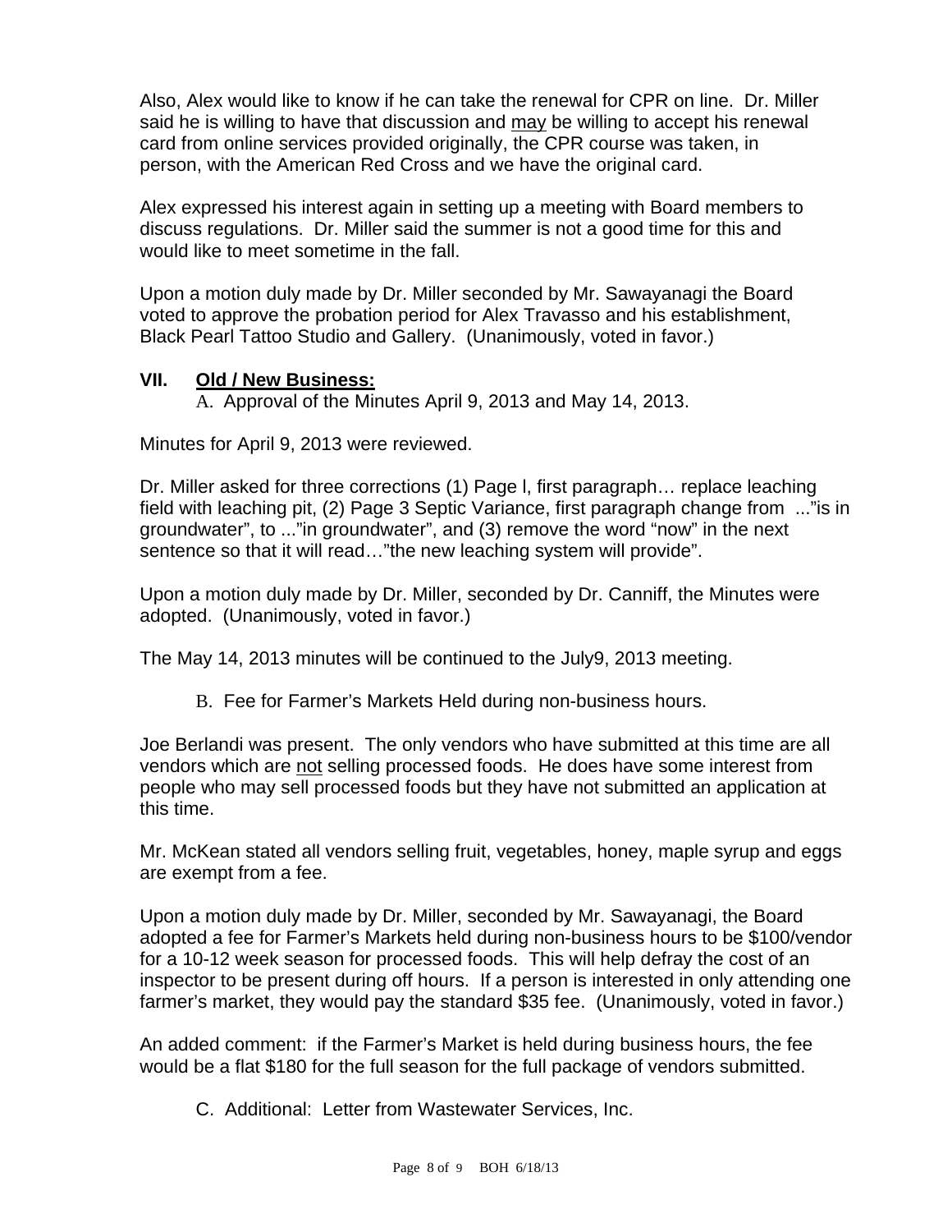Also, Alex would like to know if he can take the renewal for CPR on line. Dr. Miller said he is willing to have that discussion and <u>may</u> be willing to accept his renewal card from online services provided originally, the CPR course was taken, in person, with the American Red Cross and we have the original card.

Alex expressed his interest again in setting up a meeting with Board members to discuss regulations. Dr. Miller said the summer is not a good time for this and would like to meet sometime in the fall.

Upon a motion duly made by Dr. Miller seconded by Mr. Sawayanagi the Board voted to approve the probation period for Alex Travasso and his establishment, Black Pearl Tattoo Studio and Gallery. (Unanimously, voted in favor.)

## VII. <u>Old / New Business:</u>

A. Approval of the Minutes April 9, 2013 and May 14, 2013.

Minutes for April 9, 2013 were reviewed.

Dr. Miller asked for three corrections (1) Page l, first paragraph… replace leaching field with leaching pit, (2) Page 3 Septic Variance, first paragraph change from ..."is in groundwater", to ..."in groundwater", and (3) remove the word "now" in the next sentence so that it will read…"the new leaching system will provide".

Upon a motion duly made by Dr. Miller, seconded by Dr. Canniff, the Minutes were adopted. (Unanimously, voted in favor.)

The May 14, 2013 minutes will be continued to the July9, 2013 meeting.

B. Fee for Farmer's Markets Held during non-business hours.

Joe Berlandi was present. The only vendors who have submitted at this time are all vendors which are <u>not</u> selling processed foods. He does have some interest from people who may sell processed foods but they have not submitted an application at this time.

Mr. McKean stated all vendors selling fruit, vegetables, honey, maple syrup and eggs are exempt from a fee.

Upon a motion duly made by Dr. Miller, seconded by Mr. Sawayanagi, the Board adopted a fee for Farmer's Markets held during non-business hours to be $100/vendor for a 10-12 week season for processed foods. This will help defray the cost of an inspector to be present during off hours. If a person is interested in only attending one farmer's market, they would pay the standard $35 fee. (Unanimously, voted in favor.)

An added comment: if the Farmer's Market is held during business hours, the fee would be a flat $180 for the full season for the full package of vendors submitted.

C. Additional: Letter from Wastewater Services, Inc.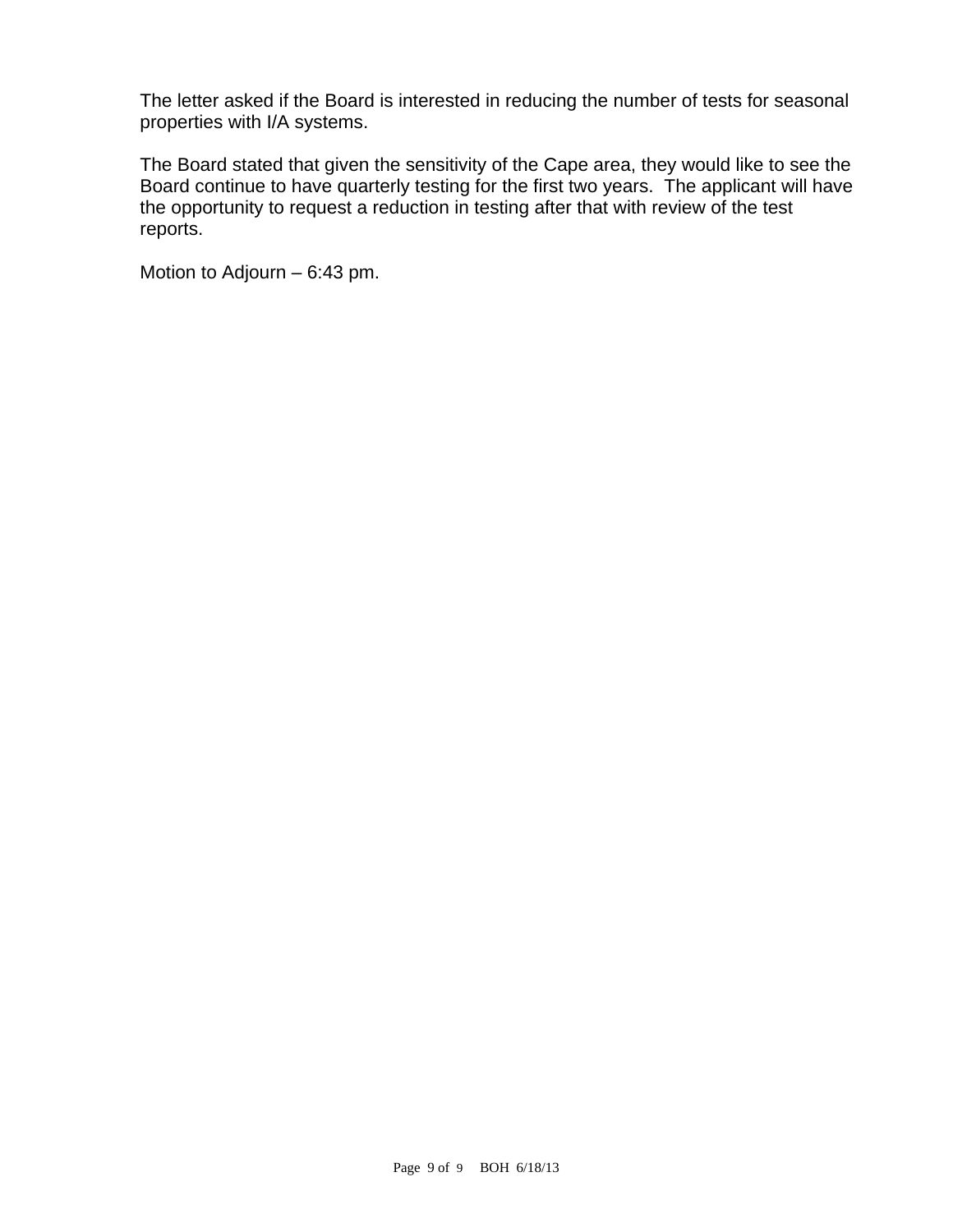The letter asked if the Board is interested in reducing the number of tests for seasonal properties with I/A systems.

The Board stated that given the sensitivity of the Cape area, they would like to see the Board continue to have quarterly testing for the first two years.  The applicant will have the opportunity to request a reduction in testing after that with review of the test reports.

Motion to Adjourn – 6:43 pm.